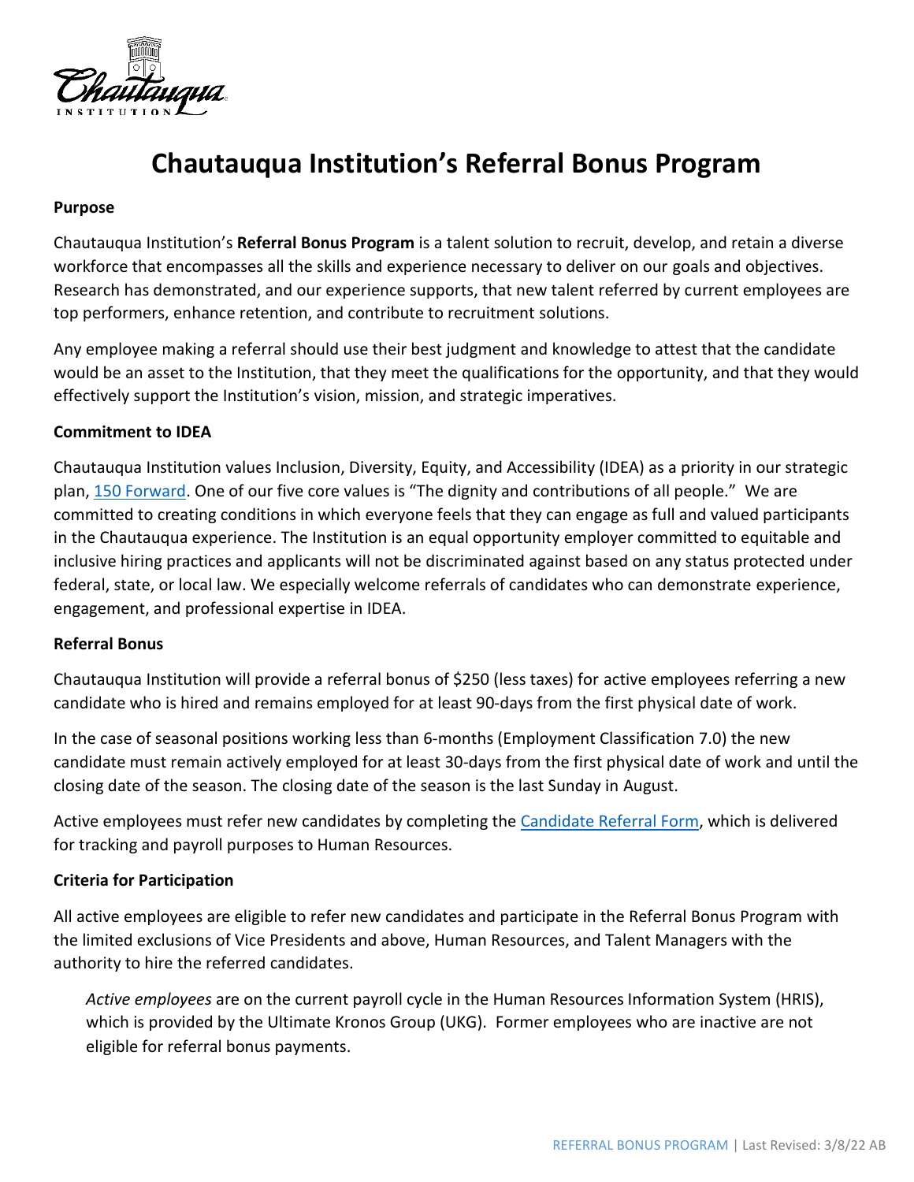# Chautauqua Institution's Referral Bonus Program

**Purpose**

Chautauqua Institution's **Referral Bonus Program** is a talent solution to recruit, develop, and retain a diverse workforce that encompasses all the skills and experience necessary to deliver on our goals and objectives. Research has demonstrated, and our experience supports, that new talent referred by current employees are top performers, enhance retention, and contribute to recruitment solutions.

Any employee making a referral should use their best judgment and knowledge to attest that the candidate would be an asset to the Institution, that they meet the qualifications for the opportunity, and that they would effectively support the Institution's vision, mission, and strategic imperatives.

**Commitment to IDEA**

Chautauqua Institution values Inclusion, Diversity, Equity, and Accessibility (IDEA) as a priority in our strategic plan, 150 Forward. One of our five core values is "The dignity and contributions of all people." We are committed to creating conditions in which everyone feels that they can engage as full and valued participants in the Chautauqua experience. The Institution is an equal opportunity employer committed to equitable and inclusive hiring practices and applicants will not be discriminated against based on any status protected under federal, state, or local law. We especially welcome referrals of candidates who can demonstrate experience, engagement, and professional expertise in IDEA.

**Referral Bonus**

Chautauqua Institution will provide a referral bonus of $250 (less taxes) for active employees referring a new candidate who is hired and remains employed for at least 90-days from the first physical date of work.

In the case of seasonal positions working less than 6-months (Employment Classification 7.0) the new candidate must remain actively employed for at least 30-days from the first physical date of work and until the closing date of the season. The closing date of the season is the last Sunday in August.

Active employees must refer new candidates by completing the Candidate Referral Form, which is delivered for tracking and payroll purposes to Human Resources.

**Criteria for Participation**

All active employees are eligible to refer new candidates and participate in the Referral Bonus Program with the limited exclusions of Vice Presidents and above, Human Resources, and Talent Managers with the authority to hire the referred candidates.

> *Active employees* are on the current payroll cycle in the Human Resources Information System (HRIS), which is provided by the Ultimate Kronos Group (UKG). Former employees who are inactive are not eligible for referral bonus payments.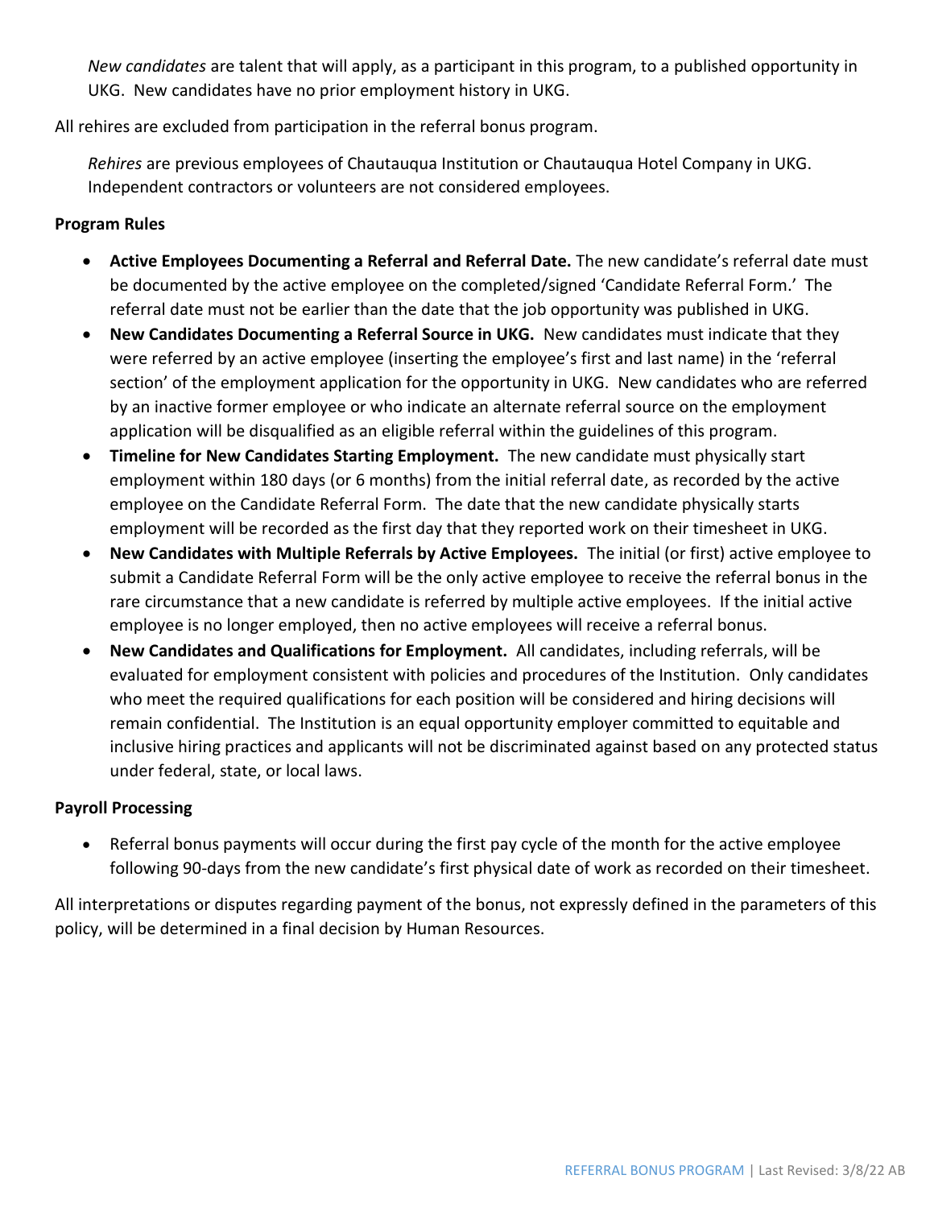*New candidates* are talent that will apply, as a participant in this program, to a published opportunity in UKG. New candidates have no prior employment history in UKG.

All rehires are excluded from participation in the referral bonus program.

*Rehires* are previous employees of Chautauqua Institution or Chautauqua Hotel Company in UKG. Independent contractors or volunteers are not considered employees.

**Program Rules**

- **Active Employees Documenting a Referral and Referral Date.** The new candidate's referral date must be documented by the active employee on the completed/signed 'Candidate Referral Form.' The referral date must not be earlier than the date that the job opportunity was published in UKG.
- **New Candidates Documenting a Referral Source in UKG.** New candidates must indicate that they were referred by an active employee (inserting the employee's first and last name) in the 'referral section' of the employment application for the opportunity in UKG. New candidates who are referred by an inactive former employee or who indicate an alternate referral source on the employment application will be disqualified as an eligible referral within the guidelines of this program.
- **Timeline for New Candidates Starting Employment.** The new candidate must physically start employment within 180 days (or 6 months) from the initial referral date, as recorded by the active employee on the Candidate Referral Form. The date that the new candidate physically starts employment will be recorded as the first day that they reported work on their timesheet in UKG.
- **New Candidates with Multiple Referrals by Active Employees.** The initial (or first) active employee to submit a Candidate Referral Form will be the only active employee to receive the referral bonus in the rare circumstance that a new candidate is referred by multiple active employees. If the initial active employee is no longer employed, then no active employees will receive a referral bonus.
- **New Candidates and Qualifications for Employment.** All candidates, including referrals, will be evaluated for employment consistent with policies and procedures of the Institution. Only candidates who meet the required qualifications for each position will be considered and hiring decisions will remain confidential. The Institution is an equal opportunity employer committed to equitable and inclusive hiring practices and applicants will not be discriminated against based on any protected status under federal, state, or local laws.

**Payroll Processing**

- Referral bonus payments will occur during the first pay cycle of the month for the active employee following 90-days from the new candidate's first physical date of work as recorded on their timesheet.

All interpretations or disputes regarding payment of the bonus, not expressly defined in the parameters of this policy, will be determined in a final decision by Human Resources.